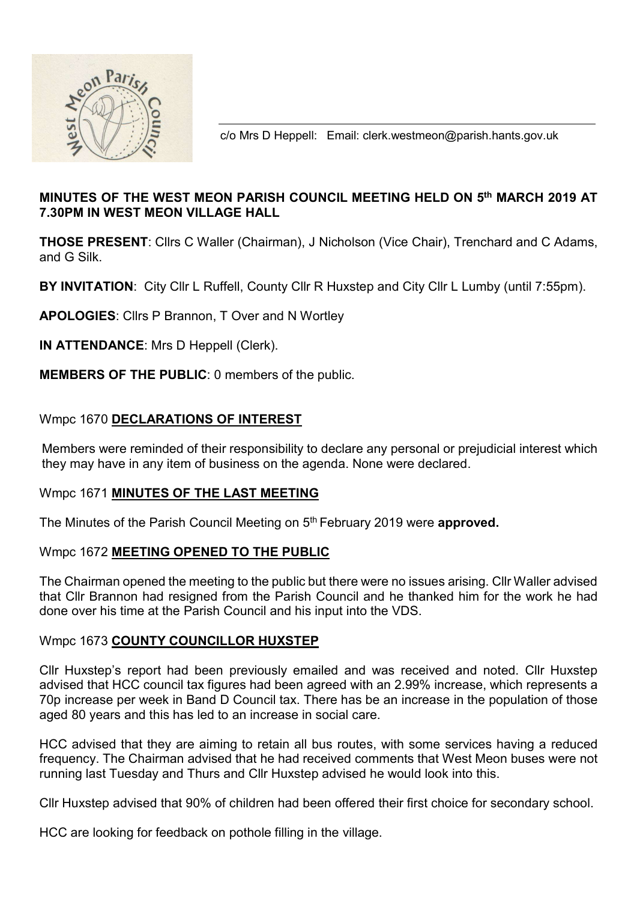c/o Mrs D Heppell: Email: clerk.westmeon@parish.hants.gov.uk

# MINUTES OF THE WEST MEON PARISH COUNCIL MEETING HELD ON 5th MARCH 2019 AT 7.30PM IN WEST MEON VILLAGE HALL

**THOSE PRESENT**: Cllrs C Waller (Chairman), J Nicholson (Vice Chair), Trenchard and C Adams, and G Silk.

**BY INVITATION**: City Cllr L Ruffell, County Cllr R Huxstep and City Cllr L Lumby (until 7:55pm).

**APOLOGIES**: Cllrs P Brannon, T Over and N Wortley

**IN ATTENDANCE**: Mrs D Heppell (Clerk).

**MEMBERS OF THE PUBLIC**: 0 members of the public.

## Wmpc 1670 DECLARATIONS OF INTEREST

Members were reminded of their responsibility to declare any personal or prejudicial interest which they may have in any item of business on the agenda. None were declared.

## Wmpc 1671 MINUTES OF THE LAST MEETING

The Minutes of the Parish Council Meeting on 5th February 2019 were **approved.**

## Wmpc 1672 MEETING OPENED TO THE PUBLIC

The Chairman opened the meeting to the public but there were no issues arising. Cllr Waller advised that Cllr Brannon had resigned from the Parish Council and he thanked him for the work he had done over his time at the Parish Council and his input into the VDS.

## Wmpc 1673 COUNTY COUNCILLOR HUXSTEP

Cllr Huxstep's report had been previously emailed and was received and noted. Cllr Huxstep advised that HCC council tax figures had been agreed with an 2.99% increase, which represents a 70p increase per week in Band D Council tax. There has be an increase in the population of those aged 80 years and this has led to an increase in social care.

HCC advised that they are aiming to retain all bus routes, with some services having a reduced frequency. The Chairman advised that he had received comments that West Meon buses were not running last Tuesday and Thurs and Cllr Huxstep advised he would look into this.

Cllr Huxstep advised that 90% of children had been offered their first choice for secondary school.

HCC are looking for feedback on pothole filling in the village.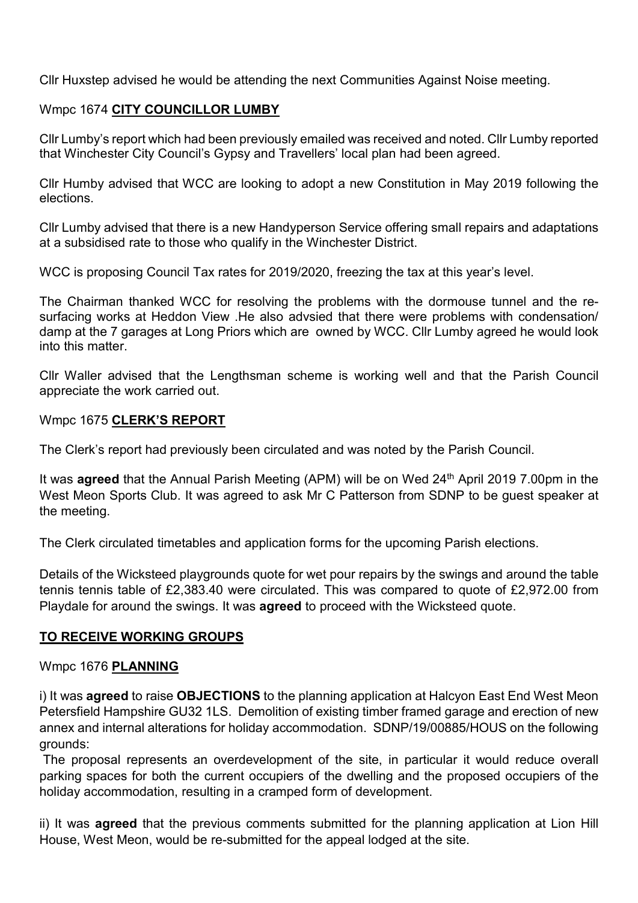Cllr Huxstep advised he would be attending the next Communities Against Noise meeting.

Wmpc 1674 **CITY COUNCILLOR LUMBY**

Cllr Lumby's report which had been previously emailed was received and noted. Cllr Lumby reported that Winchester City Council's Gypsy and Travellers' local plan had been agreed.

Cllr Humby advised that WCC are looking to adopt a new Constitution in May 2019 following the elections.

Cllr Lumby advised that there is a new Handyperson Service offering small repairs and adaptations at a subsidised rate to those who qualify in the Winchester District.

WCC is proposing Council Tax rates for 2019/2020, freezing the tax at this year's level.

The Chairman thanked WCC for resolving the problems with the dormouse tunnel and the re-surfacing works at Heddon View .He also advsied that there were problems with condensation/ damp at the 7 garages at Long Priors which are owned by WCC. Cllr Lumby agreed he would look into this matter.

Cllr Waller advised that the Lengthsman scheme is working well and that the Parish Council appreciate the work carried out.

Wmpc 1675 **CLERK'S REPORT**

The Clerk's report had previously been circulated and was noted by the Parish Council.

It was **agreed** that the Annual Parish Meeting (APM) will be on Wed 24th April 2019 7.00pm in the West Meon Sports Club. It was agreed to ask Mr C Patterson from SDNP to be guest speaker at the meeting.

The Clerk circulated timetables and application forms for the upcoming Parish elections.

Details of the Wicksteed playgrounds quote for wet pour repairs by the swings and around the table tennis tennis table of £2,383.40 were circulated. This was compared to quote of £2,972.00 from Playdale for around the swings. It was **agreed** to proceed with the Wicksteed quote.

## **TO RECEIVE WORKING GROUPS**

Wmpc 1676 **PLANNING**

i) It was **agreed** to raise **OBJECTIONS** to the planning application at Halcyon East End West Meon Petersfield Hampshire GU32 1LS. Demolition of existing timber framed garage and erection of new annex and internal alterations for holiday accommodation. SDNP/19/00885/HOUS on the following grounds:

The proposal represents an overdevelopment of the site, in particular it would reduce overall parking spaces for both the current occupiers of the dwelling and the proposed occupiers of the holiday accommodation, resulting in a cramped form of development.

ii) It was **agreed** that the previous comments submitted for the planning application at Lion Hill House, West Meon, would be re-submitted for the appeal lodged at the site.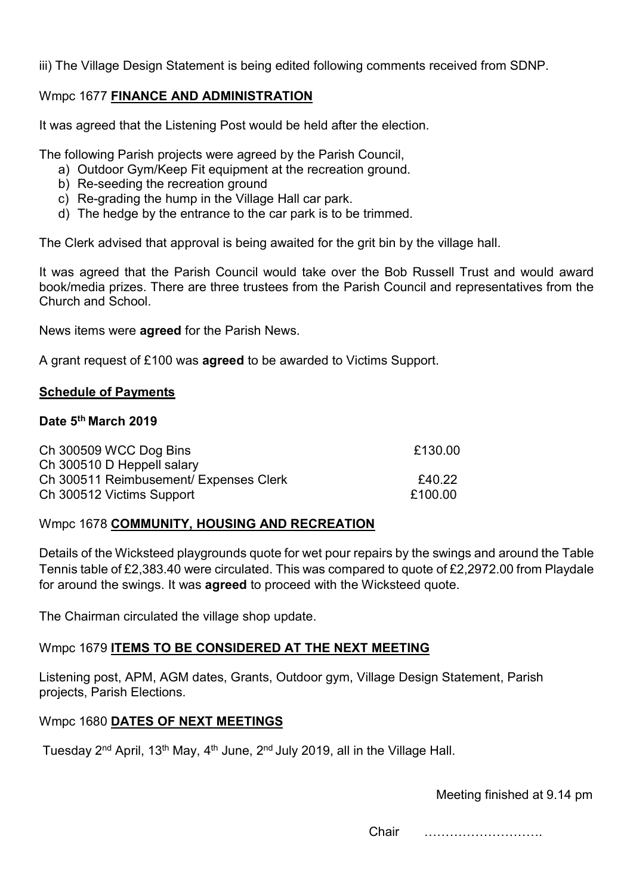iii) The Village Design Statement is being edited following comments received from SDNP.

Wmpc 1677 **FINANCE AND ADMINISTRATION**

It was agreed that the Listening Post would be held after the election.

The following Parish projects were agreed by the Parish Council,

a) Outdoor Gym/Keep Fit equipment at the recreation ground.
b) Re-seeding the recreation ground
c) Re-grading the hump in the Village Hall car park.
d) The hedge by the entrance to the car park is to be trimmed.

The Clerk advised that approval is being awaited for the grit bin by the village hall.

It was agreed that the Parish Council would take over the Bob Russell Trust and would award book/media prizes. There are three trustees from the Parish Council and representatives from the Church and School.

News items were **agreed** for the Parish News.

A grant request of £100 was **agreed** to be awarded to Victims Support.

**Schedule of Payments**

**Date 5th March 2019**

| | |
|---|---|
| Ch 300509 WCC Dog Bins | £130.00 |
| Ch 300510 D Heppell salary | |
| Ch 300511 Reimbusement/ Expenses Clerk | £40.22 |
| Ch 300512 Victims Support | £100.00 |

Wmpc 1678 **COMMUNITY, HOUSING AND RECREATION**

Details of the Wicksteed playgrounds quote for wet pour repairs by the swings and around the Table Tennis table of £2,383.40 were circulated. This was compared to quote of £2,2972.00 from Playdale for around the swings. It was **agreed** to proceed with the Wicksteed quote.

The Chairman circulated the village shop update.

Wmpc 1679 **ITEMS TO BE CONSIDERED AT THE NEXT MEETING**

Listening post, APM, AGM dates, Grants, Outdoor gym, Village Design Statement, Parish projects, Parish Elections.

Wmpc 1680 **DATES OF NEXT MEETINGS**

Tuesday 2nd April, 13th May, 4th June, 2nd July 2019, all in the Village Hall.

Meeting finished at 9.14 pm

Chair ……………………….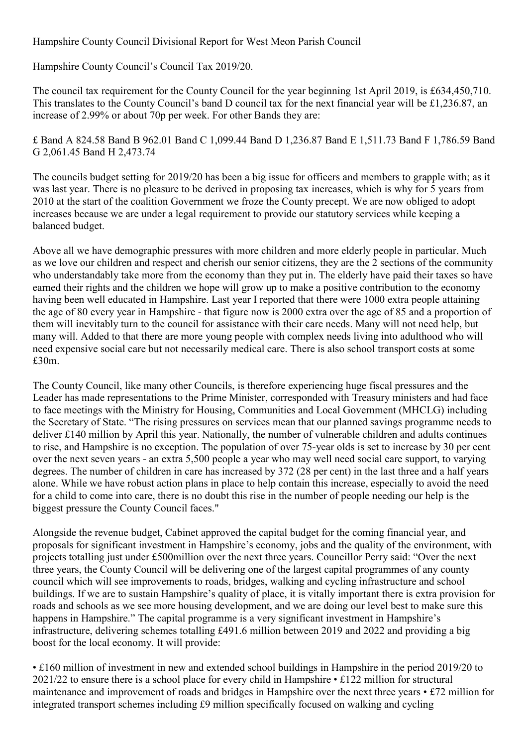Hampshire County Council Divisional Report for West Meon Parish Council

Hampshire County Council's Council Tax 2019/20.

The council tax requirement for the County Council for the year beginning 1st April 2019, is £634,450,710. This translates to the County Council's band D council tax for the next financial year will be £1,236.87, an increase of 2.99% or about 70p per week. For other Bands they are:

£ Band A 824.58 Band B 962.01 Band C 1,099.44 Band D 1,236.87 Band E 1,511.73 Band F 1,786.59 Band G 2,061.45 Band H 2,473.74

The councils budget setting for 2019/20 has been a big issue for officers and members to grapple with; as it was last year. There is no pleasure to be derived in proposing tax increases, which is why for 5 years from 2010 at the start of the coalition Government we froze the County precept. We are now obliged to adopt increases because we are under a legal requirement to provide our statutory services while keeping a balanced budget.

Above all we have demographic pressures with more children and more elderly people in particular. Much as we love our children and respect and cherish our senior citizens, they are the 2 sections of the community who understandably take more from the economy than they put in. The elderly have paid their taxes so have earned their rights and the children we hope will grow up to make a positive contribution to the economy having been well educated in Hampshire. Last year I reported that there were 1000 extra people attaining the age of 80 every year in Hampshire - that figure now is 2000 extra over the age of 85 and a proportion of them will inevitably turn to the council for assistance with their care needs. Many will not need help, but many will. Added to that there are more young people with complex needs living into adulthood who will need expensive social care but not necessarily medical care. There is also school transport costs at some £30m.

The County Council, like many other Councils, is therefore experiencing huge fiscal pressures and the Leader has made representations to the Prime Minister, corresponded with Treasury ministers and had face to face meetings with the Ministry for Housing, Communities and Local Government (MHCLG) including the Secretary of State. "The rising pressures on services mean that our planned savings programme needs to deliver £140 million by April this year. Nationally, the number of vulnerable children and adults continues to rise, and Hampshire is no exception. The population of over 75-year olds is set to increase by 30 per cent over the next seven years - an extra 5,500 people a year who may well need social care support, to varying degrees. The number of children in care has increased by 372 (28 per cent) in the last three and a half years alone. While we have robust action plans in place to help contain this increase, especially to avoid the need for a child to come into care, there is no doubt this rise in the number of people needing our help is the biggest pressure the County Council faces."

Alongside the revenue budget, Cabinet approved the capital budget for the coming financial year, and proposals for significant investment in Hampshire's economy, jobs and the quality of the environment, with projects totalling just under £500million over the next three years. Councillor Perry said: "Over the next three years, the County Council will be delivering one of the largest capital programmes of any county council which will see improvements to roads, bridges, walking and cycling infrastructure and school buildings. If we are to sustain Hampshire's quality of place, it is vitally important there is extra provision for roads and schools as we see more housing development, and we are doing our level best to make sure this happens in Hampshire." The capital programme is a very significant investment in Hampshire's infrastructure, delivering schemes totalling £491.6 million between 2019 and 2022 and providing a big boost for the local economy. It will provide:

- £160 million of investment in new and extended school buildings in Hampshire in the period 2019/20 to 2021/22 to ensure there is a school place for every child in Hampshire
- £122 million for structural maintenance and improvement of roads and bridges in Hampshire over the next three years
- £72 million for integrated transport schemes including £9 million specifically focused on walking and cycling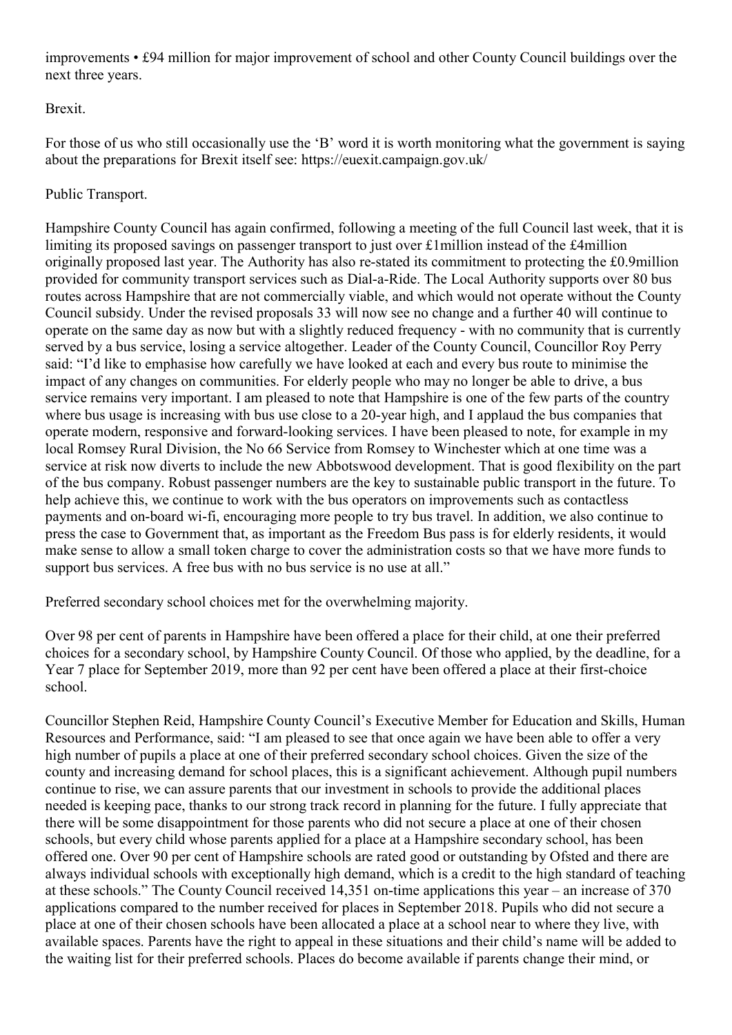improvements • £94 million for major improvement of school and other County Council buildings over the next three years.

## Brexit.

For those of us who still occasionally use the 'B' word it is worth monitoring what the government is saying about the preparations for Brexit itself see: https://euexit.campaign.gov.uk/

## Public Transport.

Hampshire County Council has again confirmed, following a meeting of the full Council last week, that it is limiting its proposed savings on passenger transport to just over £1million instead of the £4million originally proposed last year. The Authority has also re-stated its commitment to protecting the £0.9million provided for community transport services such as Dial-a-Ride. The Local Authority supports over 80 bus routes across Hampshire that are not commercially viable, and which would not operate without the County Council subsidy. Under the revised proposals 33 will now see no change and a further 40 will continue to operate on the same day as now but with a slightly reduced frequency - with no community that is currently served by a bus service, losing a service altogether. Leader of the County Council, Councillor Roy Perry said: "I'd like to emphasise how carefully we have looked at each and every bus route to minimise the impact of any changes on communities. For elderly people who may no longer be able to drive, a bus service remains very important. I am pleased to note that Hampshire is one of the few parts of the country where bus usage is increasing with bus use close to a 20-year high, and I applaud the bus companies that operate modern, responsive and forward-looking services. I have been pleased to note, for example in my local Romsey Rural Division, the No 66 Service from Romsey to Winchester which at one time was a service at risk now diverts to include the new Abbotswood development. That is good flexibility on the part of the bus company. Robust passenger numbers are the key to sustainable public transport in the future. To help achieve this, we continue to work with the bus operators on improvements such as contactless payments and on-board wi-fi, encouraging more people to try bus travel. In addition, we also continue to press the case to Government that, as important as the Freedom Bus pass is for elderly residents, it would make sense to allow a small token charge to cover the administration costs so that we have more funds to support bus services. A free bus with no bus service is no use at all."

## Preferred secondary school choices met for the overwhelming majority.

Over 98 per cent of parents in Hampshire have been offered a place for their child, at one their preferred choices for a secondary school, by Hampshire County Council. Of those who applied, by the deadline, for a Year 7 place for September 2019, more than 92 per cent have been offered a place at their first-choice school.

Councillor Stephen Reid, Hampshire County Council's Executive Member for Education and Skills, Human Resources and Performance, said: "I am pleased to see that once again we have been able to offer a very high number of pupils a place at one of their preferred secondary school choices. Given the size of the county and increasing demand for school places, this is a significant achievement. Although pupil numbers continue to rise, we can assure parents that our investment in schools to provide the additional places needed is keeping pace, thanks to our strong track record in planning for the future. I fully appreciate that there will be some disappointment for those parents who did not secure a place at one of their chosen schools, but every child whose parents applied for a place at a Hampshire secondary school, has been offered one. Over 90 per cent of Hampshire schools are rated good or outstanding by Ofsted and there are always individual schools with exceptionally high demand, which is a credit to the high standard of teaching at these schools." The County Council received 14,351 on-time applications this year – an increase of 370 applications compared to the number received for places in September 2018. Pupils who did not secure a place at one of their chosen schools have been allocated a place at a school near to where they live, with available spaces. Parents have the right to appeal in these situations and their child's name will be added to the waiting list for their preferred schools. Places do become available if parents change their mind, or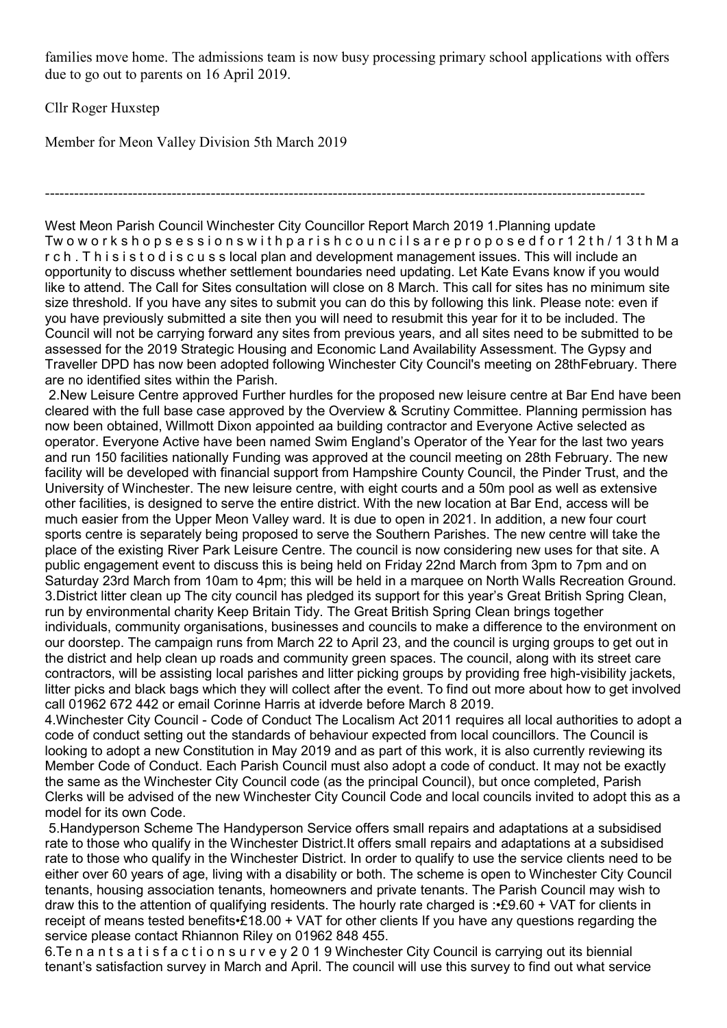families move home. The admissions team is now busy processing primary school applications with offers due to go out to parents on 16 April 2019.

Cllr Roger Huxstep

Member for Meon Valley Division 5th March 2019

---

West Meon Parish Council Winchester City Councillor Report March 2019 1.Planning update Two workshop sessions with parish councils are proposed for 12th/13th March. This is to discuss local plan and development management issues. This will include an opportunity to discuss whether settlement boundaries need updating. Let Kate Evans know if you would like to attend. The Call for Sites consultation will close on 8 March. This call for sites has no minimum site size threshold. If you have any sites to submit you can do this by following this link. Please note: even if you have previously submitted a site then you will need to resubmit this year for it to be included. The Council will not be carrying forward any sites from previous years, and all sites need to be submitted to be assessed for the 2019 Strategic Housing and Economic Land Availability Assessment. The Gypsy and Traveller DPD has now been adopted following Winchester City Council's meeting on 28thFebruary. There are no identified sites within the Parish.

2.New Leisure Centre approved Further hurdles for the proposed new leisure centre at Bar End have been cleared with the full base case approved by the Overview & Scrutiny Committee. Planning permission has now been obtained, Willmott Dixon appointed aa building contractor and Everyone Active selected as operator. Everyone Active have been named Swim England's Operator of the Year for the last two years and run 150 facilities nationally Funding was approved at the council meeting on 28th February. The new facility will be developed with financial support from Hampshire County Council, the Pinder Trust, and the University of Winchester. The new leisure centre, with eight courts and a 50m pool as well as extensive other facilities, is designed to serve the entire district. With the new location at Bar End, access will be much easier from the Upper Meon Valley ward. It is due to open in 2021. In addition, a new four court sports centre is separately being proposed to serve the Southern Parishes. The new centre will take the place of the existing River Park Leisure Centre. The council is now considering new uses for that site. A public engagement event to discuss this is being held on Friday 22nd March from 3pm to 7pm and on Saturday 23rd March from 10am to 4pm; this will be held in a marquee on North Walls Recreation Ground.

3.District litter clean up The city council has pledged its support for this year's Great British Spring Clean, run by environmental charity Keep Britain Tidy. The Great British Spring Clean brings together individuals, community organisations, businesses and councils to make a difference to the environment on our doorstep. The campaign runs from March 22 to April 23, and the council is urging groups to get out in the district and help clean up roads and community green spaces. The council, along with its street care contractors, will be assisting local parishes and litter picking groups by providing free high-visibility jackets, litter picks and black bags which they will collect after the event. To find out more about how to get involved call 01962 672 442 or email Corinne Harris at idverde before March 8 2019.

4.Winchester City Council - Code of Conduct The Localism Act 2011 requires all local authorities to adopt a code of conduct setting out the standards of behaviour expected from local councillors. The Council is looking to adopt a new Constitution in May 2019 and as part of this work, it is also currently reviewing its Member Code of Conduct. Each Parish Council must also adopt a code of conduct. It may not be exactly the same as the Winchester City Council code (as the principal Council), but once completed, Parish Clerks will be advised of the new Winchester City Council Code and local councils invited to adopt this as a model for its own Code.

5.Handyperson Scheme The Handyperson Service offers small repairs and adaptations at a subsidised rate to those who qualify in the Winchester District.It offers small repairs and adaptations at a subsidised rate to those who qualify in the Winchester District. In order to qualify to use the service clients need to be either over 60 years of age, living with a disability or both. The scheme is open to Winchester City Council tenants, housing association tenants, homeowners and private tenants. The Parish Council may wish to draw this to the attention of qualifying residents. The hourly rate charged is :•£9.60 + VAT for clients in receipt of means tested benefits•£18.00 + VAT for other clients If you have any questions regarding the service please contact Rhiannon Riley on 01962 848 455.

6.Tenant satisfaction survey 2019 Winchester City Council is carrying out its biennial tenant's satisfaction survey in March and April. The council will use this survey to find out what service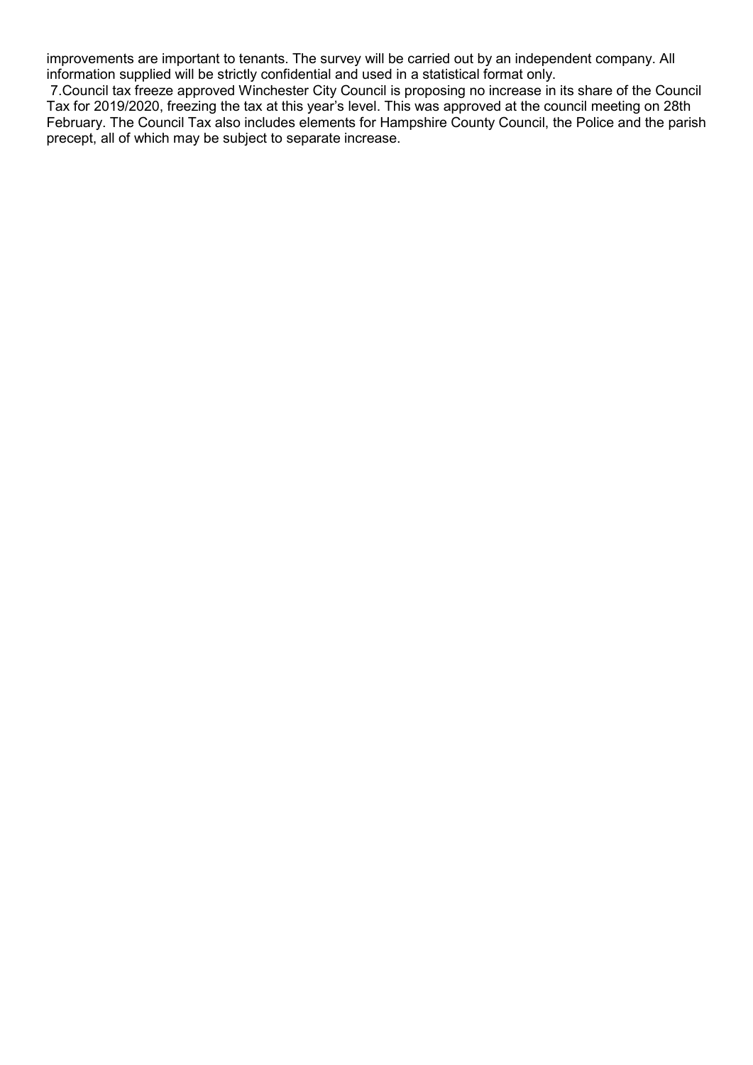improvements are important to tenants. The survey will be carried out by an independent company. All information supplied will be strictly confidential and used in a statistical format only.

7.Council tax freeze approved Winchester City Council is proposing no increase in its share of the Council Tax for 2019/2020, freezing the tax at this year's level. This was approved at the council meeting on 28th February. The Council Tax also includes elements for Hampshire County Council, the Police and the parish precept, all of which may be subject to separate increase.